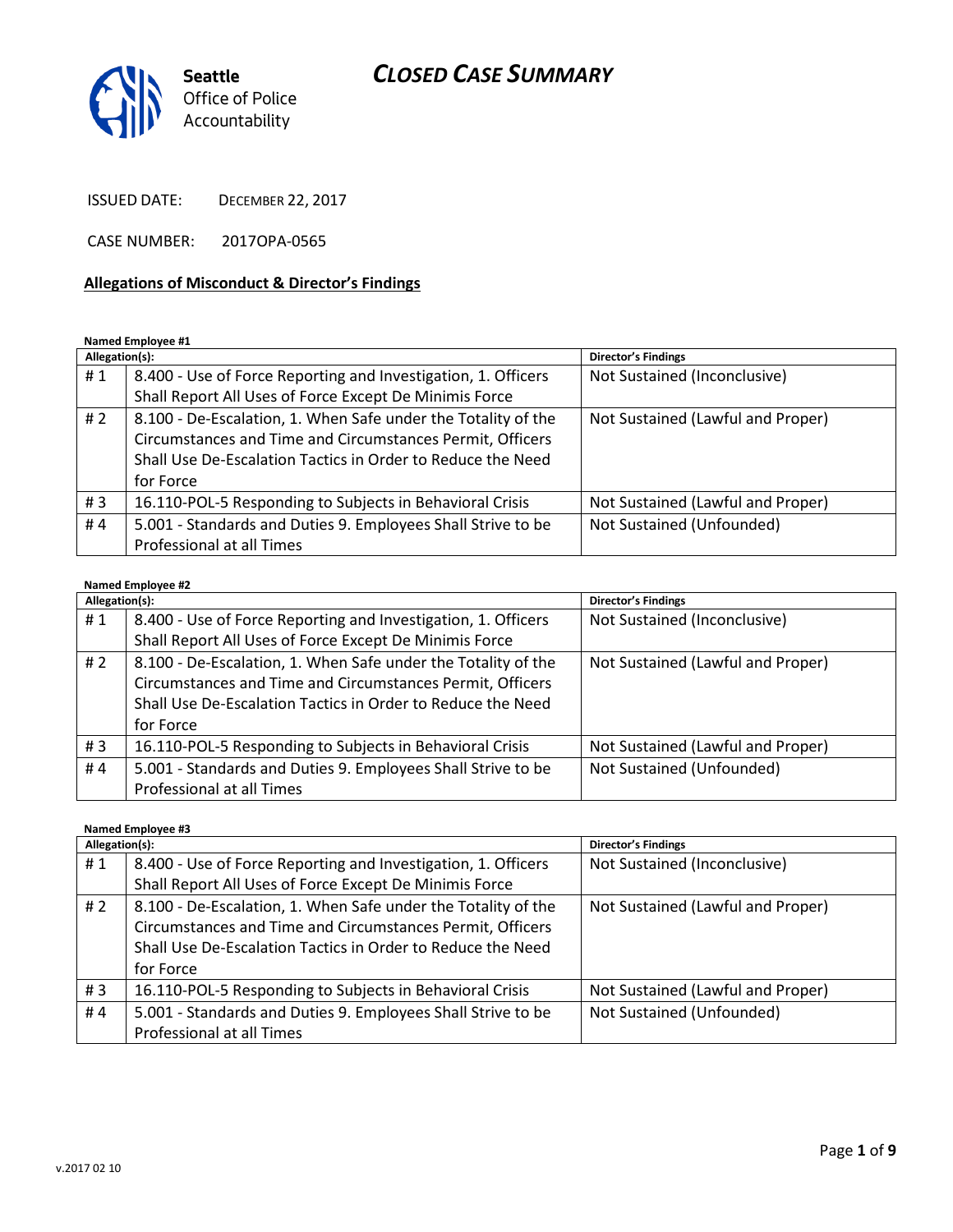Seattle
Office of Police
Accountability

# *CLOSED CASE SUMMARY*

ISSUED DATE: DECEMBER 22, 2017

CASE NUMBER: 2017OPA-0565

## Allegations of Misconduct & Director's Findings

**Named Employee #1**

| Allegation(s): | | Director's Findings |
|---|---|---|
| # 1 | 8.400 - Use of Force Reporting and Investigation, 1. Officers Shall Report All Uses of Force Except De Minimis Force | Not Sustained (Inconclusive) |
| # 2 | 8.100 - De-Escalation, 1. When Safe under the Totality of the Circumstances and Time and Circumstances Permit, Officers Shall Use De-Escalation Tactics in Order to Reduce the Need for Force | Not Sustained (Lawful and Proper) |
| # 3 | 16.110-POL-5 Responding to Subjects in Behavioral Crisis | Not Sustained (Lawful and Proper) |
| # 4 | 5.001 - Standards and Duties 9. Employees Shall Strive to be Professional at all Times | Not Sustained (Unfounded) |

**Named Employee #2**

| Allegation(s): | | Director's Findings |
|---|---|---|
| # 1 | 8.400 - Use of Force Reporting and Investigation, 1. Officers Shall Report All Uses of Force Except De Minimis Force | Not Sustained (Inconclusive) |
| # 2 | 8.100 - De-Escalation, 1. When Safe under the Totality of the Circumstances and Time and Circumstances Permit, Officers Shall Use De-Escalation Tactics in Order to Reduce the Need for Force | Not Sustained (Lawful and Proper) |
| # 3 | 16.110-POL-5 Responding to Subjects in Behavioral Crisis | Not Sustained (Lawful and Proper) |
| # 4 | 5.001 - Standards and Duties 9. Employees Shall Strive to be Professional at all Times | Not Sustained (Unfounded) |

**Named Employee #3**

| Allegation(s): | | Director's Findings |
|---|---|---|
| # 1 | 8.400 - Use of Force Reporting and Investigation, 1. Officers Shall Report All Uses of Force Except De Minimis Force | Not Sustained (Inconclusive) |
| # 2 | 8.100 - De-Escalation, 1. When Safe under the Totality of the Circumstances and Time and Circumstances Permit, Officers Shall Use De-Escalation Tactics in Order to Reduce the Need for Force | Not Sustained (Lawful and Proper) |
| # 3 | 16.110-POL-5 Responding to Subjects in Behavioral Crisis | Not Sustained (Lawful and Proper) |
| # 4 | 5.001 - Standards and Duties 9. Employees Shall Strive to be Professional at all Times | Not Sustained (Unfounded) |

v.2017 02 10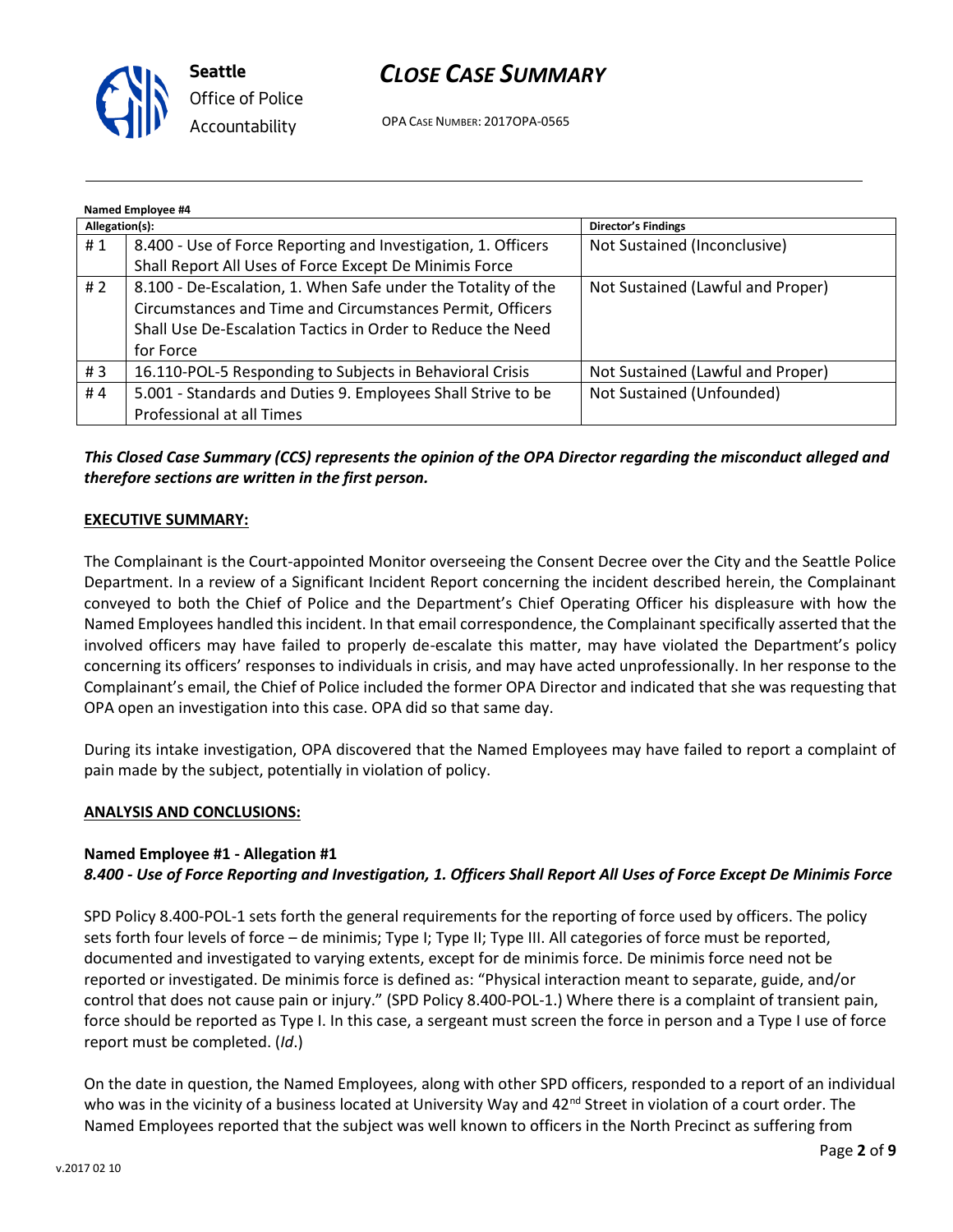**Named Employee #4**

| Allegation(s): | | Director's Findings |
|---|---|---|
| # 1 | 8.400 - Use of Force Reporting and Investigation, 1. Officers Shall Report All Uses of Force Except De Minimis Force | Not Sustained (Inconclusive) |
| # 2 | 8.100 - De-Escalation, 1. When Safe under the Totality of the Circumstances and Time and Circumstances Permit, Officers Shall Use De-Escalation Tactics in Order to Reduce the Need for Force | Not Sustained (Lawful and Proper) |
| # 3 | 16.110-POL-5 Responding to Subjects in Behavioral Crisis | Not Sustained (Lawful and Proper) |
| # 4 | 5.001 - Standards and Duties 9. Employees Shall Strive to be Professional at all Times | Not Sustained (Unfounded) |

***This Closed Case Summary (CCS) represents the opinion of the OPA Director regarding the misconduct alleged and therefore sections are written in the first person.***

**EXECUTIVE SUMMARY:**

The Complainant is the Court-appointed Monitor overseeing the Consent Decree over the City and the Seattle Police Department. In a review of a Significant Incident Report concerning the incident described herein, the Complainant conveyed to both the Chief of Police and the Department's Chief Operating Officer his displeasure with how the Named Employees handled this incident. In that email correspondence, the Complainant specifically asserted that the involved officers may have failed to properly de-escalate this matter, may have violated the Department's policy concerning its officers' responses to individuals in crisis, and may have acted unprofessionally. In her response to the Complainant's email, the Chief of Police included the former OPA Director and indicated that she was requesting that OPA open an investigation into this case. OPA did so that same day.

During its intake investigation, OPA discovered that the Named Employees may have failed to report a complaint of pain made by the subject, potentially in violation of policy.

**ANALYSIS AND CONCLUSIONS:**

**Named Employee #1 - Allegation #1**
***8.400 - Use of Force Reporting and Investigation, 1. Officers Shall Report All Uses of Force Except De Minimis Force***

SPD Policy 8.400-POL-1 sets forth the general requirements for the reporting of force used by officers. The policy sets forth four levels of force – de minimis; Type I; Type II; Type III. All categories of force must be reported, documented and investigated to varying extents, except for de minimis force. De minimis force need not be reported or investigated. De minimis force is defined as: "Physical interaction meant to separate, guide, and/or control that does not cause pain or injury." (SPD Policy 8.400-POL-1.) Where there is a complaint of transient pain, force should be reported as Type I. In this case, a sergeant must screen the force in person and a Type I use of force report must be completed. (*Id*.)

On the date in question, the Named Employees, along with other SPD officers, responded to a report of an individual who was in the vicinity of a business located at University Way and 42nd Street in violation of a court order. The Named Employees reported that the subject was well known to officers in the North Precinct as suffering from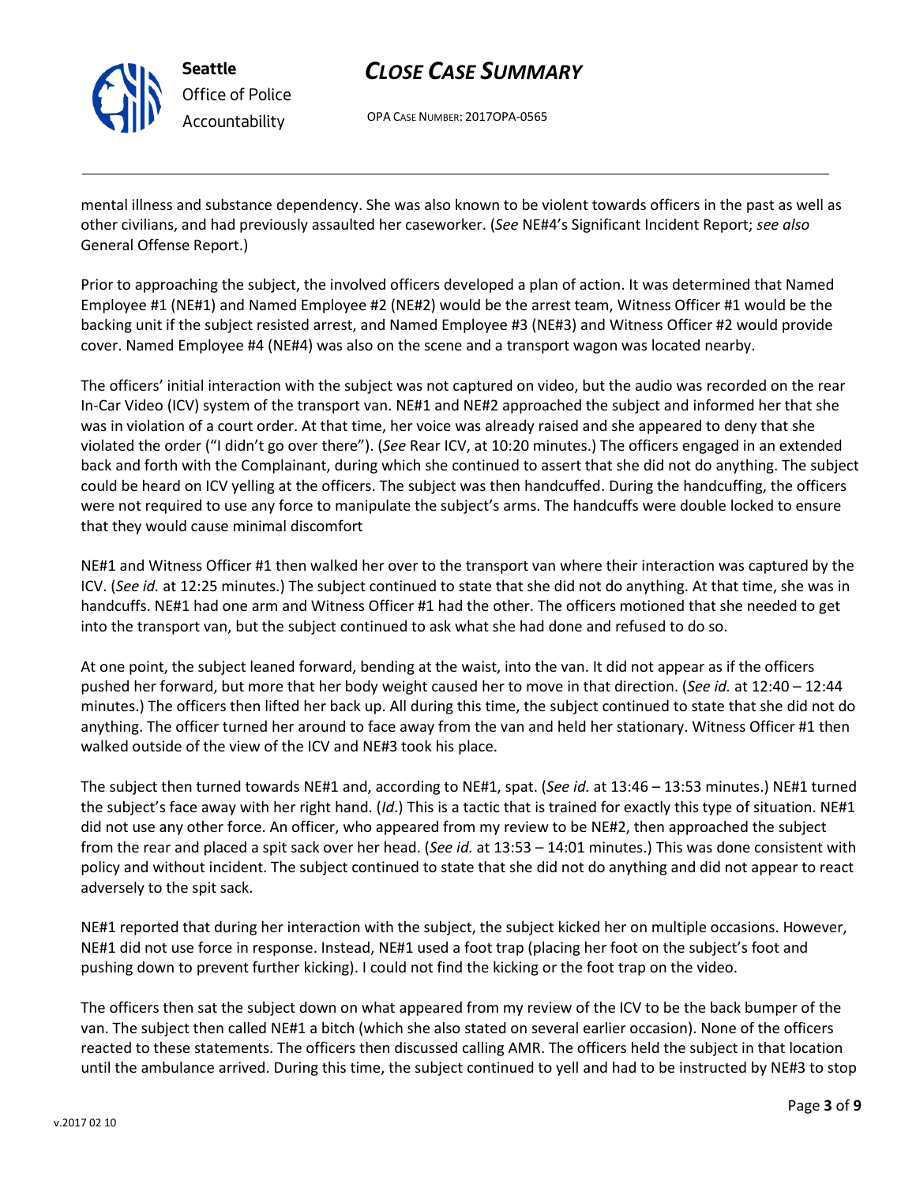mental illness and substance dependency. She was also known to be violent towards officers in the past as well as other civilians, and had previously assaulted her caseworker. (*See* NE#4's Significant Incident Report; *see also* General Offense Report.)

Prior to approaching the subject, the involved officers developed a plan of action. It was determined that Named Employee #1 (NE#1) and Named Employee #2 (NE#2) would be the arrest team, Witness Officer #1 would be the backing unit if the subject resisted arrest, and Named Employee #3 (NE#3) and Witness Officer #2 would provide cover. Named Employee #4 (NE#4) was also on the scene and a transport wagon was located nearby.

The officers' initial interaction with the subject was not captured on video, but the audio was recorded on the rear In-Car Video (ICV) system of the transport van. NE#1 and NE#2 approached the subject and informed her that she was in violation of a court order. At that time, her voice was already raised and she appeared to deny that she violated the order ("I didn't go over there"). (*See* Rear ICV, at 10:20 minutes.) The officers engaged in an extended back and forth with the Complainant, during which she continued to assert that she did not do anything. The subject could be heard on ICV yelling at the officers. The subject was then handcuffed. During the handcuffing, the officers were not required to use any force to manipulate the subject's arms. The handcuffs were double locked to ensure that they would cause minimal discomfort

NE#1 and Witness Officer #1 then walked her over to the transport van where their interaction was captured by the ICV. (*See id.* at 12:25 minutes.) The subject continued to state that she did not do anything. At that time, she was in handcuffs. NE#1 had one arm and Witness Officer #1 had the other. The officers motioned that she needed to get into the transport van, but the subject continued to ask what she had done and refused to do so.

At one point, the subject leaned forward, bending at the waist, into the van. It did not appear as if the officers pushed her forward, but more that her body weight caused her to move in that direction. (*See id.* at 12:40 – 12:44 minutes.) The officers then lifted her back up. All during this time, the subject continued to state that she did not do anything. The officer turned her around to face away from the van and held her stationary. Witness Officer #1 then walked outside of the view of the ICV and NE#3 took his place.

The subject then turned towards NE#1 and, according to NE#1, spat. (*See id.* at 13:46 – 13:53 minutes.) NE#1 turned the subject's face away with her right hand. (*Id*.) This is a tactic that is trained for exactly this type of situation. NE#1 did not use any other force. An officer, who appeared from my review to be NE#2, then approached the subject from the rear and placed a spit sack over her head. (*See id.* at 13:53 – 14:01 minutes.) This was done consistent with policy and without incident. The subject continued to state that she did not do anything and did not appear to react adversely to the spit sack.

NE#1 reported that during her interaction with the subject, the subject kicked her on multiple occasions. However, NE#1 did not use force in response. Instead, NE#1 used a foot trap (placing her foot on the subject's foot and pushing down to prevent further kicking). I could not find the kicking or the foot trap on the video.

The officers then sat the subject down on what appeared from my review of the ICV to be the back bumper of the van. The subject then called NE#1 a bitch (which she also stated on several earlier occasion). None of the officers reacted to these statements. The officers then discussed calling AMR. The officers held the subject in that location until the ambulance arrived. During this time, the subject continued to yell and had to be instructed by NE#3 to stop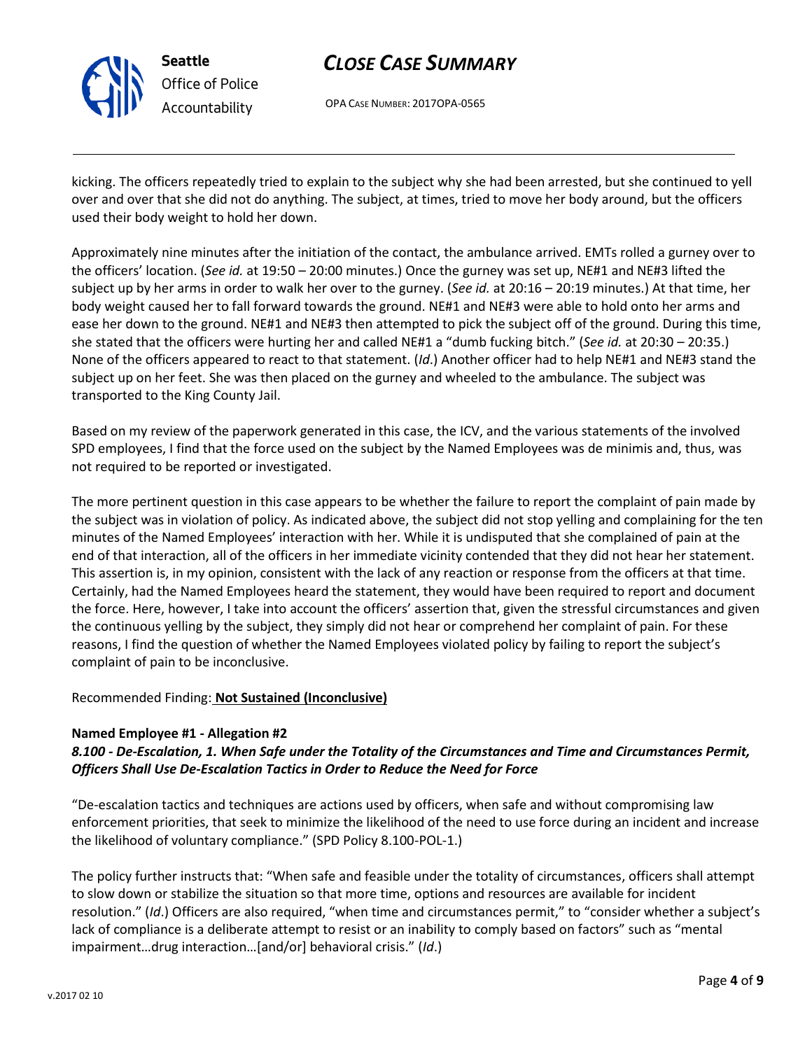kicking. The officers repeatedly tried to explain to the subject why she had been arrested, but she continued to yell over and over that she did not do anything. The subject, at times, tried to move her body around, but the officers used their body weight to hold her down.

Approximately nine minutes after the initiation of the contact, the ambulance arrived. EMTs rolled a gurney over to the officers' location. (*See id.* at 19:50 – 20:00 minutes.) Once the gurney was set up, NE#1 and NE#3 lifted the subject up by her arms in order to walk her over to the gurney. (*See id.* at 20:16 – 20:19 minutes.) At that time, her body weight caused her to fall forward towards the ground. NE#1 and NE#3 were able to hold onto her arms and ease her down to the ground. NE#1 and NE#3 then attempted to pick the subject off of the ground. During this time, she stated that the officers were hurting her and called NE#1 a "dumb fucking bitch." (*See id.* at 20:30 – 20:35.) None of the officers appeared to react to that statement. (*Id*.) Another officer had to help NE#1 and NE#3 stand the subject up on her feet. She was then placed on the gurney and wheeled to the ambulance. The subject was transported to the King County Jail.

Based on my review of the paperwork generated in this case, the ICV, and the various statements of the involved SPD employees, I find that the force used on the subject by the Named Employees was de minimis and, thus, was not required to be reported or investigated.

The more pertinent question in this case appears to be whether the failure to report the complaint of pain made by the subject was in violation of policy. As indicated above, the subject did not stop yelling and complaining for the ten minutes of the Named Employees' interaction with her. While it is undisputed that she complained of pain at the end of that interaction, all of the officers in her immediate vicinity contended that they did not hear her statement. This assertion is, in my opinion, consistent with the lack of any reaction or response from the officers at that time. Certainly, had the Named Employees heard the statement, they would have been required to report and document the force. Here, however, I take into account the officers' assertion that, given the stressful circumstances and given the continuous yelling by the subject, they simply did not hear or comprehend her complaint of pain. For these reasons, I find the question of whether the Named Employees violated policy by failing to report the subject's complaint of pain to be inconclusive.

Recommended Finding: **Not Sustained (Inconclusive)**

**Named Employee #1 - Allegation #2**
***8.100 - De-Escalation, 1. When Safe under the Totality of the Circumstances and Time and Circumstances Permit, Officers Shall Use De-Escalation Tactics in Order to Reduce the Need for Force***

"De-escalation tactics and techniques are actions used by officers, when safe and without compromising law enforcement priorities, that seek to minimize the likelihood of the need to use force during an incident and increase the likelihood of voluntary compliance." (SPD Policy 8.100-POL-1.)

The policy further instructs that: "When safe and feasible under the totality of circumstances, officers shall attempt to slow down or stabilize the situation so that more time, options and resources are available for incident resolution." (*Id*.) Officers are also required, "when time and circumstances permit," to "consider whether a subject's lack of compliance is a deliberate attempt to resist or an inability to comply based on factors" such as "mental impairment…drug interaction…[and/or] behavioral crisis." (*Id*.)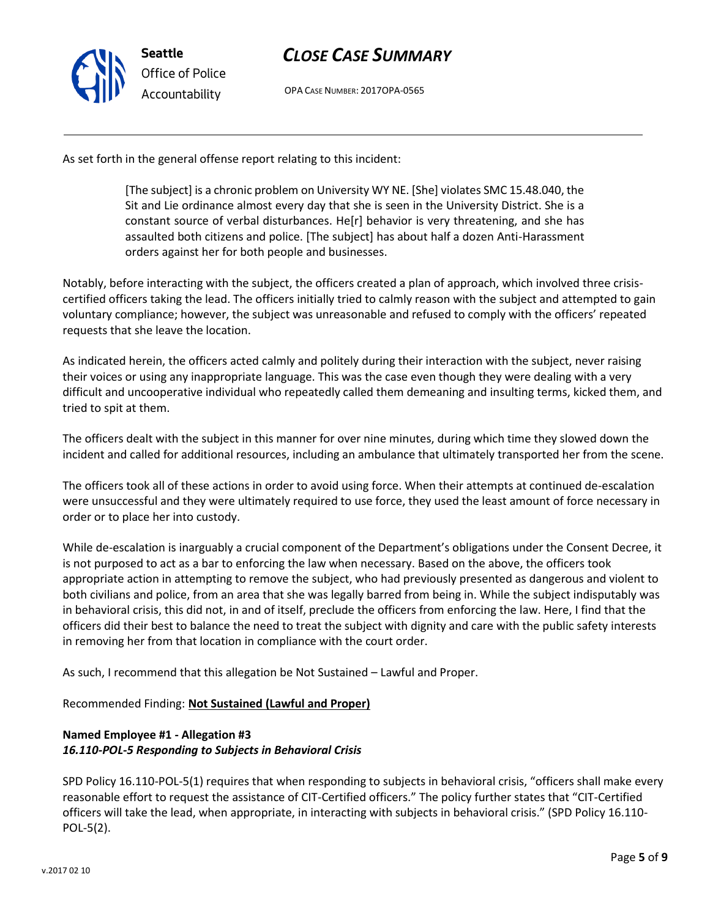As set forth in the general offense report relating to this incident:

> [The subject] is a chronic problem on University WY NE. [She] violates SMC 15.48.040, the Sit and Lie ordinance almost every day that she is seen in the University District. She is a constant source of verbal disturbances. He[r] behavior is very threatening, and she has assaulted both citizens and police. [The subject] has about half a dozen Anti-Harassment orders against her for both people and businesses.

Notably, before interacting with the subject, the officers created a plan of approach, which involved three crisis-certified officers taking the lead. The officers initially tried to calmly reason with the subject and attempted to gain voluntary compliance; however, the subject was unreasonable and refused to comply with the officers' repeated requests that she leave the location.

As indicated herein, the officers acted calmly and politely during their interaction with the subject, never raising their voices or using any inappropriate language. This was the case even though they were dealing with a very difficult and uncooperative individual who repeatedly called them demeaning and insulting terms, kicked them, and tried to spit at them.

The officers dealt with the subject in this manner for over nine minutes, during which time they slowed down the incident and called for additional resources, including an ambulance that ultimately transported her from the scene.

The officers took all of these actions in order to avoid using force. When their attempts at continued de-escalation were unsuccessful and they were ultimately required to use force, they used the least amount of force necessary in order or to place her into custody.

While de-escalation is inarguably a crucial component of the Department's obligations under the Consent Decree, it is not purposed to act as a bar to enforcing the law when necessary. Based on the above, the officers took appropriate action in attempting to remove the subject, who had previously presented as dangerous and violent to both civilians and police, from an area that she was legally barred from being in. While the subject indisputably was in behavioral crisis, this did not, in and of itself, preclude the officers from enforcing the law. Here, I find that the officers did their best to balance the need to treat the subject with dignity and care with the public safety interests in removing her from that location in compliance with the court order.

As such, I recommend that this allegation be Not Sustained – Lawful and Proper.

Recommended Finding: **Not Sustained (Lawful and Proper)**

**Named Employee #1 - Allegation #3**
***16.110-POL-5 Responding to Subjects in Behavioral Crisis***

SPD Policy 16.110-POL-5(1) requires that when responding to subjects in behavioral crisis, "officers shall make every reasonable effort to request the assistance of CIT-Certified officers." The policy further states that "CIT-Certified officers will take the lead, when appropriate, in interacting with subjects in behavioral crisis." (SPD Policy 16.110-POL-5(2).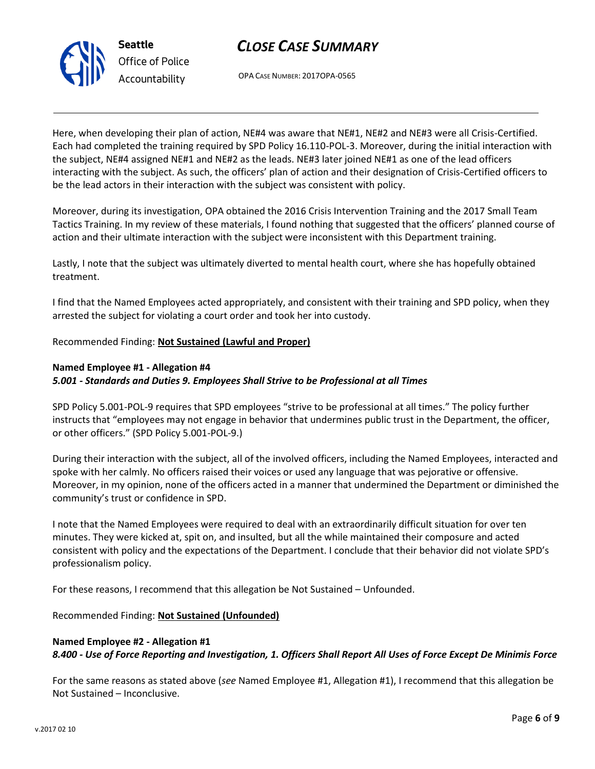Here, when developing their plan of action, NE#4 was aware that NE#1, NE#2 and NE#3 were all Crisis-Certified. Each had completed the training required by SPD Policy 16.110-POL-3. Moreover, during the initial interaction with the subject, NE#4 assigned NE#1 and NE#2 as the leads. NE#3 later joined NE#1 as one of the lead officers interacting with the subject. As such, the officers' plan of action and their designation of Crisis-Certified officers to be the lead actors in their interaction with the subject was consistent with policy.

Moreover, during its investigation, OPA obtained the 2016 Crisis Intervention Training and the 2017 Small Team Tactics Training. In my review of these materials, I found nothing that suggested that the officers' planned course of action and their ultimate interaction with the subject were inconsistent with this Department training.

Lastly, I note that the subject was ultimately diverted to mental health court, where she has hopefully obtained treatment.

I find that the Named Employees acted appropriately, and consistent with their training and SPD policy, when they arrested the subject for violating a court order and took her into custody.

Recommended Finding: **Not Sustained (Lawful and Proper)**

**Named Employee #1 - Allegation #4**
***5.001 - Standards and Duties 9. Employees Shall Strive to be Professional at all Times***

SPD Policy 5.001-POL-9 requires that SPD employees "strive to be professional at all times." The policy further instructs that "employees may not engage in behavior that undermines public trust in the Department, the officer, or other officers." (SPD Policy 5.001-POL-9.)

During their interaction with the subject, all of the involved officers, including the Named Employees, interacted and spoke with her calmly. No officers raised their voices or used any language that was pejorative or offensive. Moreover, in my opinion, none of the officers acted in a manner that undermined the Department or diminished the community's trust or confidence in SPD.

I note that the Named Employees were required to deal with an extraordinarily difficult situation for over ten minutes. They were kicked at, spit on, and insulted, but all the while maintained their composure and acted consistent with policy and the expectations of the Department. I conclude that their behavior did not violate SPD's professionalism policy.

For these reasons, I recommend that this allegation be Not Sustained – Unfounded.

Recommended Finding: **Not Sustained (Unfounded)**

**Named Employee #2 - Allegation #1**
***8.400 - Use of Force Reporting and Investigation, 1. Officers Shall Report All Uses of Force Except De Minimis Force***

For the same reasons as stated above (*see* Named Employee #1, Allegation #1), I recommend that this allegation be Not Sustained – Inconclusive.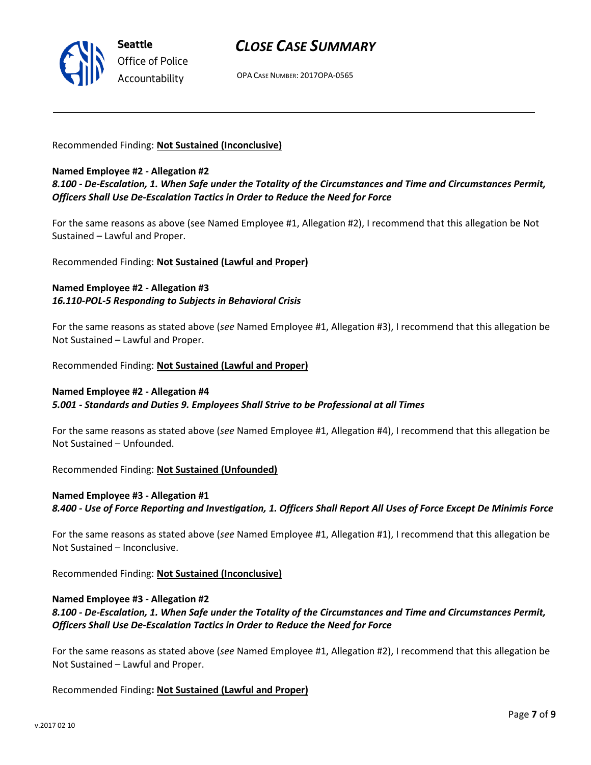Recommended Finding: **Not Sustained (Inconclusive)**

**Named Employee #2 - Allegation #2**
***8.100 - De-Escalation, 1. When Safe under the Totality of the Circumstances and Time and Circumstances Permit, Officers Shall Use De-Escalation Tactics in Order to Reduce the Need for Force***

For the same reasons as above (see Named Employee #1, Allegation #2), I recommend that this allegation be Not Sustained – Lawful and Proper.

Recommended Finding: **Not Sustained (Lawful and Proper)**

**Named Employee #2 - Allegation #3**
***16.110-POL-5 Responding to Subjects in Behavioral Crisis***

For the same reasons as stated above (*see* Named Employee #1, Allegation #3), I recommend that this allegation be Not Sustained – Lawful and Proper.

Recommended Finding: **Not Sustained (Lawful and Proper)**

**Named Employee #2 - Allegation #4**
***5.001 - Standards and Duties 9. Employees Shall Strive to be Professional at all Times***

For the same reasons as stated above (*see* Named Employee #1, Allegation #4), I recommend that this allegation be Not Sustained – Unfounded.

Recommended Finding: **Not Sustained (Unfounded)**

**Named Employee #3 - Allegation #1**
***8.400 - Use of Force Reporting and Investigation, 1. Officers Shall Report All Uses of Force Except De Minimis Force***

For the same reasons as stated above (*see* Named Employee #1, Allegation #1), I recommend that this allegation be Not Sustained – Inconclusive.

Recommended Finding: **Not Sustained (Inconclusive)**

**Named Employee #3 - Allegation #2**
***8.100 - De-Escalation, 1. When Safe under the Totality of the Circumstances and Time and Circumstances Permit, Officers Shall Use De-Escalation Tactics in Order to Reduce the Need for Force***

For the same reasons as stated above (*see* Named Employee #1, Allegation #2), I recommend that this allegation be Not Sustained – Lawful and Proper.

Recommended Finding**: Not Sustained (Lawful and Proper)**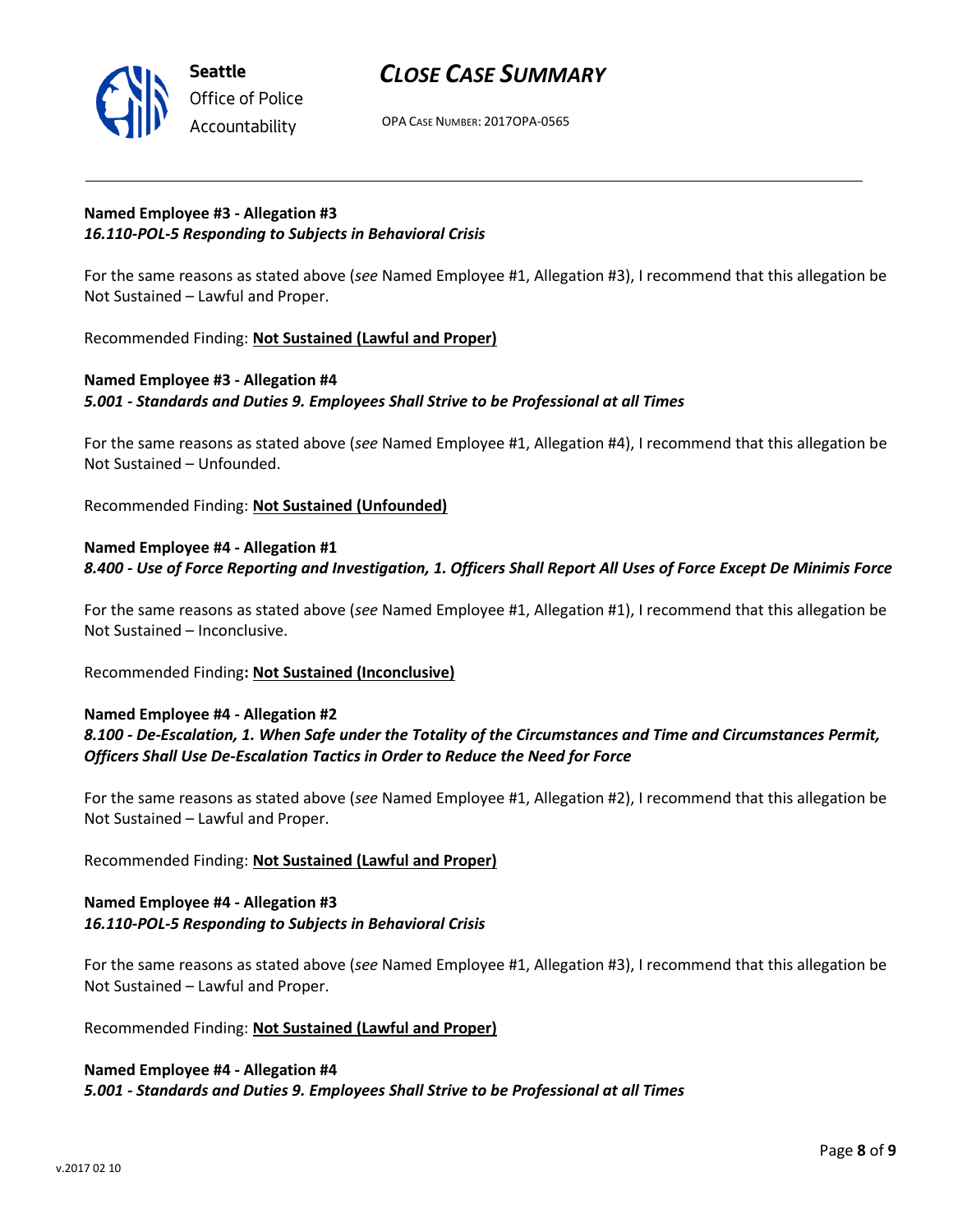**Named Employee #3 - Allegation #3**
***16.110-POL-5 Responding to Subjects in Behavioral Crisis***

For the same reasons as stated above (*see* Named Employee #1, Allegation #3), I recommend that this allegation be Not Sustained – Lawful and Proper.

Recommended Finding: **Not Sustained (Lawful and Proper)**

**Named Employee #3 - Allegation #4**
***5.001 - Standards and Duties 9. Employees Shall Strive to be Professional at all Times***

For the same reasons as stated above (*see* Named Employee #1, Allegation #4), I recommend that this allegation be Not Sustained – Unfounded.

Recommended Finding: **Not Sustained (Unfounded)**

**Named Employee #4 - Allegation #1**
***8.400 - Use of Force Reporting and Investigation, 1. Officers Shall Report All Uses of Force Except De Minimis Force***

For the same reasons as stated above (*see* Named Employee #1, Allegation #1), I recommend that this allegation be Not Sustained – Inconclusive.

Recommended Finding**: Not Sustained (Inconclusive)**

**Named Employee #4 - Allegation #2**
***8.100 - De-Escalation, 1. When Safe under the Totality of the Circumstances and Time and Circumstances Permit, Officers Shall Use De-Escalation Tactics in Order to Reduce the Need for Force***

For the same reasons as stated above (*see* Named Employee #1, Allegation #2), I recommend that this allegation be Not Sustained – Lawful and Proper.

Recommended Finding: **Not Sustained (Lawful and Proper)**

**Named Employee #4 - Allegation #3**
***16.110-POL-5 Responding to Subjects in Behavioral Crisis***

For the same reasons as stated above (*see* Named Employee #1, Allegation #3), I recommend that this allegation be Not Sustained – Lawful and Proper.

Recommended Finding: **Not Sustained (Lawful and Proper)**

**Named Employee #4 - Allegation #4**
***5.001 - Standards and Duties 9. Employees Shall Strive to be Professional at all Times***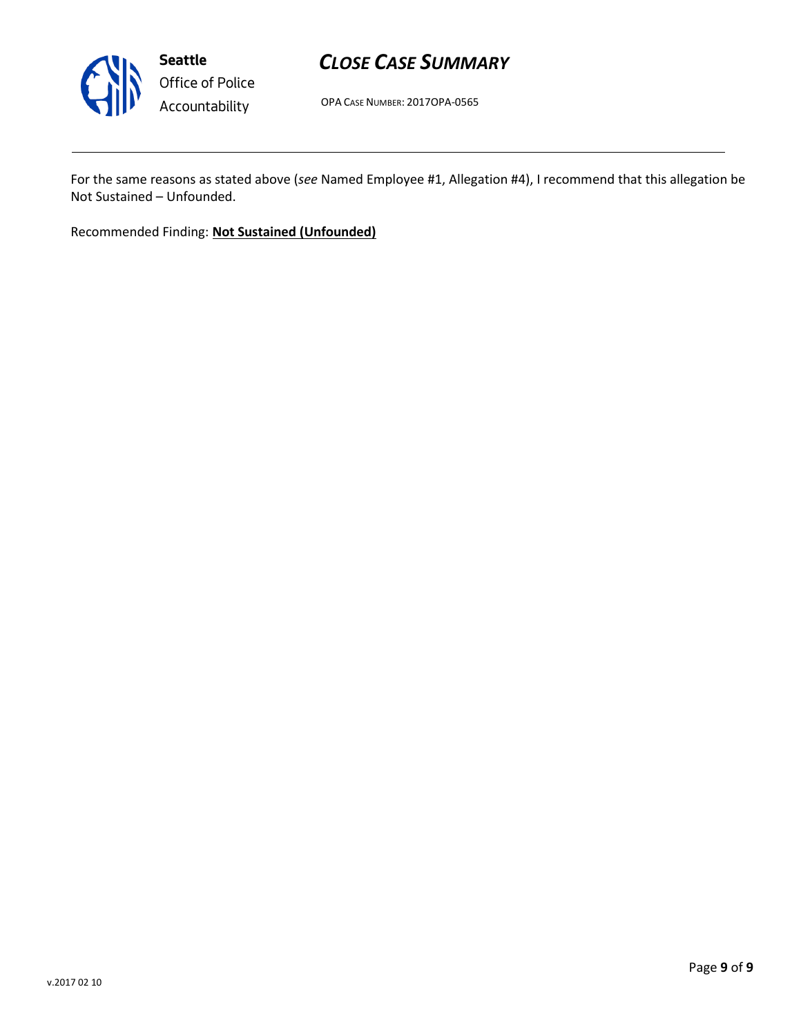For the same reasons as stated above (*see* Named Employee #1, Allegation #4), I recommend that this allegation be Not Sustained – Unfounded.

Recommended Finding: **Not Sustained (Unfounded)**